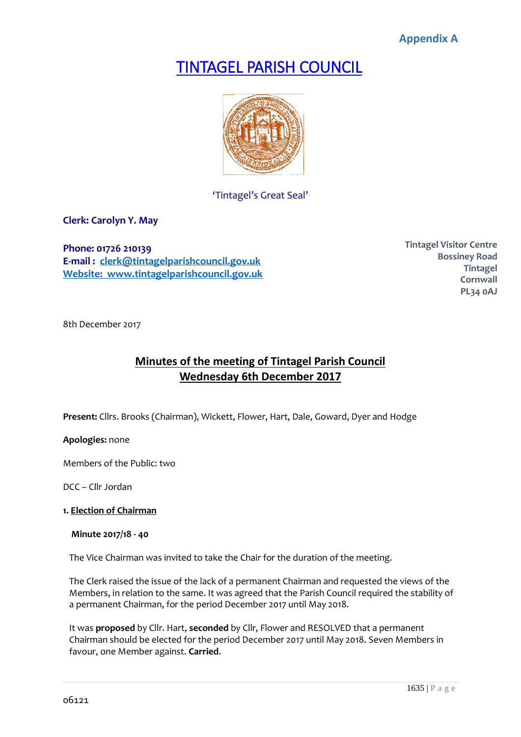**Appendix A**

# TINTAGEL PARISH COUNCIL

'Tintagel's Great Seal'

**Clerk: Carolyn Y. May**

**Phone: 01726 210139**
**E-mail : clerk@tintagelparishcouncil.gov.uk**
**Website: www.tintagelparishcouncil.gov.uk**

**Tintagel Visitor Centre**
**Bossiney Road**
**Tintagel**
**Cornwall**
**PL34 0AJ**

8th December 2017

## Minutes of the meeting of Tintagel Parish Council
## Wednesday 6th December 2017

**Present:** Cllrs. Brooks (Chairman), Wickett, Flower, Hart, Dale, Goward, Dyer and Hodge

**Apologies:** none

Members of the Public: two

DCC – Cllr Jordan

### 1. Election of Chairman

**Minute 2017/18 - 40**

The Vice Chairman was invited to take the Chair for the duration of the meeting.

The Clerk raised the issue of the lack of a permanent Chairman and requested the views of the Members, in relation to the same. It was agreed that the Parish Council required the stability of a permanent Chairman, for the period December 2017 until May 2018.

It was **proposed** by Cllr. Hart, **seconded** by Cllr, Flower and RESOLVED that a permanent Chairman should be elected for the period December 2017 until May 2018. Seven Members in favour, one Member against. **Carried**.

06121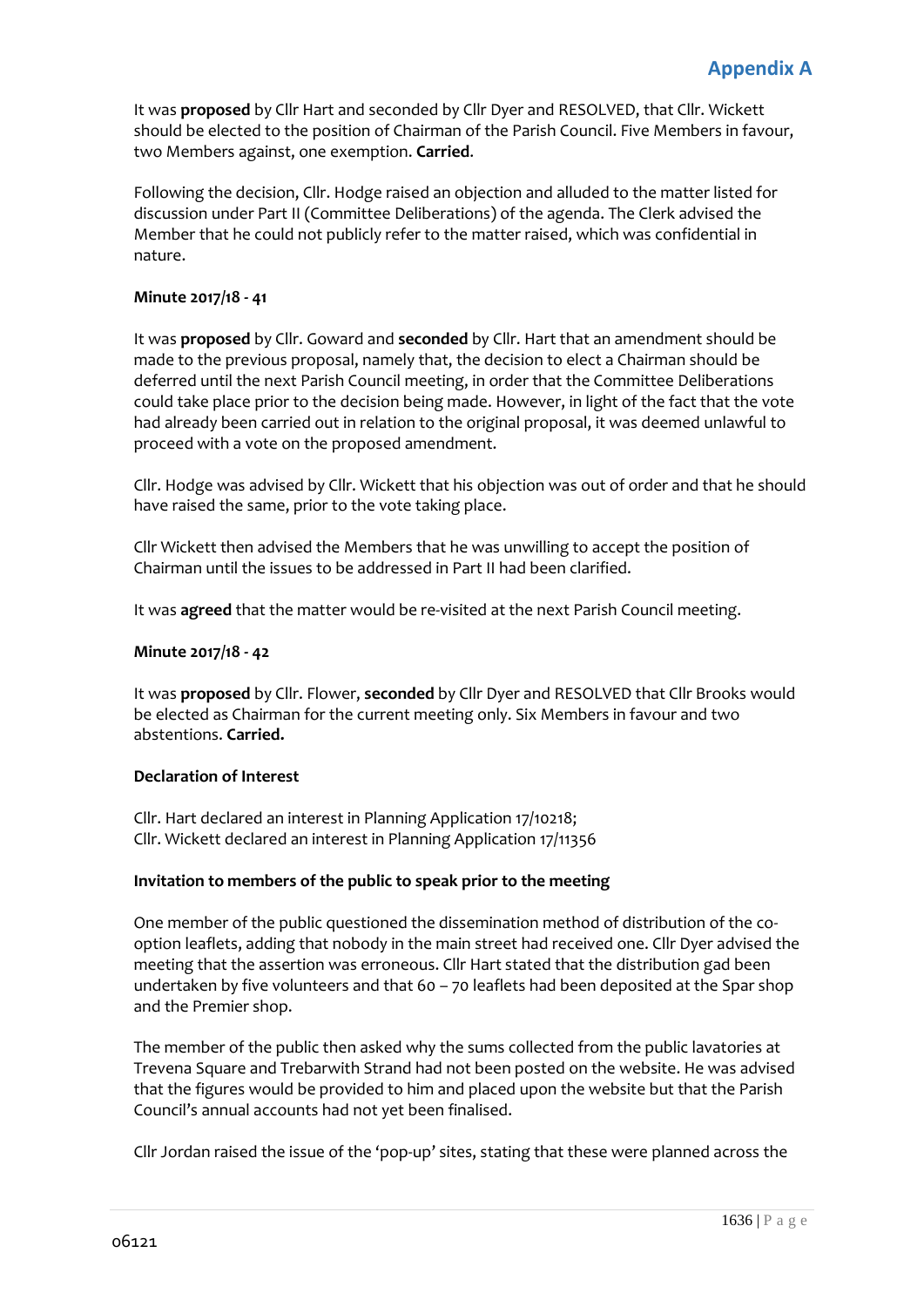**Appendix A**

It was **proposed** by Cllr Hart and seconded by Cllr Dyer and RESOLVED, that Cllr. Wickett should be elected to the position of Chairman of the Parish Council. Five Members in favour, two Members against, one exemption. **Carried**.

Following the decision, Cllr. Hodge raised an objection and alluded to the matter listed for discussion under Part II (Committee Deliberations) of the agenda. The Clerk advised the Member that he could not publicly refer to the matter raised, which was confidential in nature.

**Minute 2017/18 - 41**

It was **proposed** by Cllr. Goward and **seconded** by Cllr. Hart that an amendment should be made to the previous proposal, namely that, the decision to elect a Chairman should be deferred until the next Parish Council meeting, in order that the Committee Deliberations could take place prior to the decision being made. However, in light of the fact that the vote had already been carried out in relation to the original proposal, it was deemed unlawful to proceed with a vote on the proposed amendment.

Cllr. Hodge was advised by Cllr. Wickett that his objection was out of order and that he should have raised the same, prior to the vote taking place.

Cllr Wickett then advised the Members that he was unwilling to accept the position of Chairman until the issues to be addressed in Part II had been clarified.

It was **agreed** that the matter would be re-visited at the next Parish Council meeting.

**Minute 2017/18 - 42**

It was **proposed** by Cllr. Flower, **seconded** by Cllr Dyer and RESOLVED that Cllr Brooks would be elected as Chairman for the current meeting only. Six Members in favour and two abstentions. **Carried.**

**Declaration of Interest**

Cllr. Hart declared an interest in Planning Application 17/10218;
Cllr. Wickett declared an interest in Planning Application 17/11356

**Invitation to members of the public to speak prior to the meeting**

One member of the public questioned the dissemination method of distribution of the co-option leaflets, adding that nobody in the main street had received one. Cllr Dyer advised the meeting that the assertion was erroneous. Cllr Hart stated that the distribution gad been undertaken by five volunteers and that 60 – 70 leaflets had been deposited at the Spar shop and the Premier shop.

The member of the public then asked why the sums collected from the public lavatories at Trevena Square and Trebarwith Strand had not been posted on the website. He was advised that the figures would be provided to him and placed upon the website but that the Parish Council's annual accounts had not yet been finalised.

Cllr Jordan raised the issue of the 'pop-up' sites, stating that these were planned across the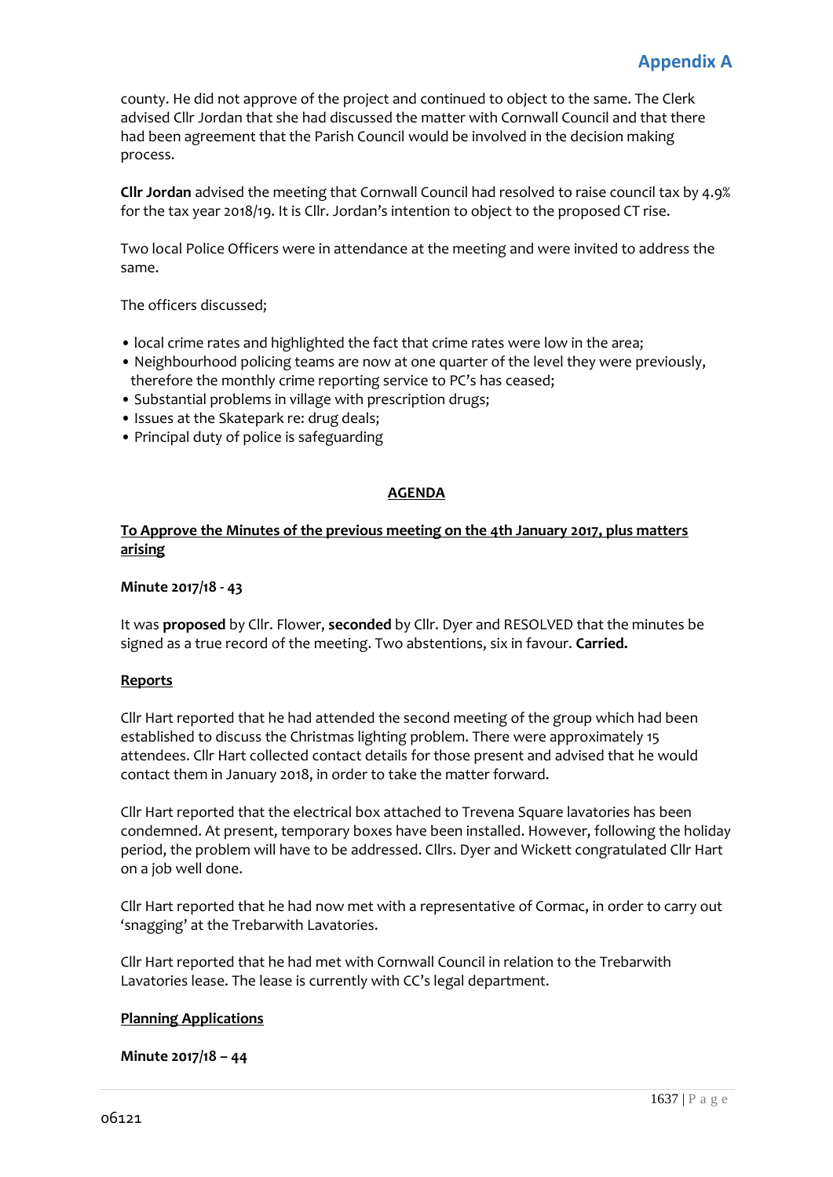county. He did not approve of the project and continued to object to the same. The Clerk advised Cllr Jordan that she had discussed the matter with Cornwall Council and that there had been agreement that the Parish Council would be involved in the decision making process.

**Cllr Jordan** advised the meeting that Cornwall Council had resolved to raise council tax by 4.9% for the tax year 2018/19. It is Cllr. Jordan's intention to object to the proposed CT rise.

Two local Police Officers were in attendance at the meeting and were invited to address the same.

The officers discussed;

- local crime rates and highlighted the fact that crime rates were low in the area;
- Neighbourhood policing teams are now at one quarter of the level they were previously, therefore the monthly crime reporting service to PC's has ceased;
- Substantial problems in village with prescription drugs;
- Issues at the Skatepark re: drug deals;
- Principal duty of police is safeguarding

## AGENDA

### To Approve the Minutes of the previous meeting on the 4th January 2017, plus matters arising

**Minute 2017/18 - 43**

It was **proposed** by Cllr. Flower, **seconded** by Cllr. Dyer and RESOLVED that the minutes be signed as a true record of the meeting. Two abstentions, six in favour. **Carried.**

### Reports

Cllr Hart reported that he had attended the second meeting of the group which had been established to discuss the Christmas lighting problem. There were approximately 15 attendees. Cllr Hart collected contact details for those present and advised that he would contact them in January 2018, in order to take the matter forward.

Cllr Hart reported that the electrical box attached to Trevena Square lavatories has been condemned. At present, temporary boxes have been installed. However, following the holiday period, the problem will have to be addressed. Cllrs. Dyer and Wickett congratulated Cllr Hart on a job well done.

Cllr Hart reported that he had now met with a representative of Cormac, in order to carry out 'snagging' at the Trebarwith Lavatories.

Cllr Hart reported that he had met with Cornwall Council in relation to the Trebarwith Lavatories lease. The lease is currently with CC's legal department.

### Planning Applications

**Minute 2017/18 – 44**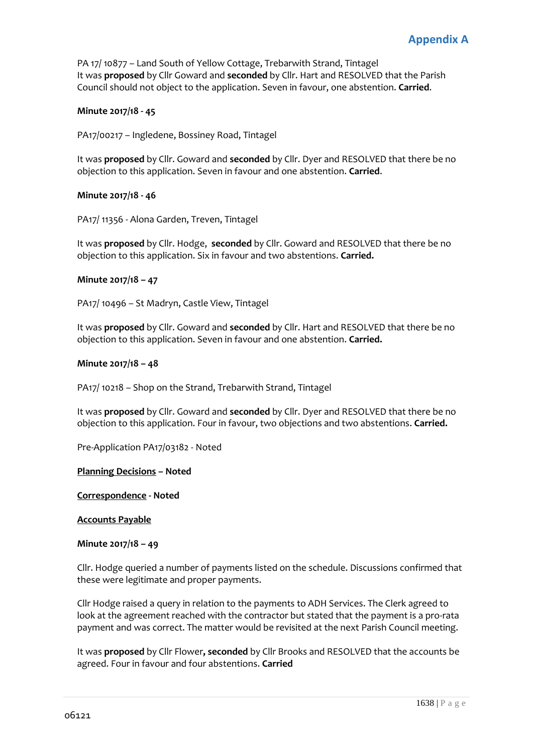PA 17/ 10877 – Land South of Yellow Cottage, Trebarwith Strand, Tintagel
It was **proposed** by Cllr Goward and **seconded** by Cllr. Hart and RESOLVED that the Parish Council should not object to the application. Seven in favour, one abstention. **Carried**.

**Minute 2017/18 - 45**

PA17/00217 – Ingledene, Bossiney Road, Tintagel

It was **proposed** by Cllr. Goward and **seconded** by Cllr. Dyer and RESOLVED that there be no objection to this application. Seven in favour and one abstention. **Carried**.

**Minute 2017/18 - 46**

PA17/ 11356 - Alona Garden, Treven, Tintagel

It was **proposed** by Cllr. Hodge, **seconded** by Cllr. Goward and RESOLVED that there be no objection to this application. Six in favour and two abstentions. **Carried.**

**Minute 2017/18 – 47**

PA17/ 10496 – St Madryn, Castle View, Tintagel

It was **proposed** by Cllr. Goward and **seconded** by Cllr. Hart and RESOLVED that there be no objection to this application. Seven in favour and one abstention. **Carried.**

**Minute 2017/18 – 48**

PA17/ 10218 – Shop on the Strand, Trebarwith Strand, Tintagel

It was **proposed** by Cllr. Goward and **seconded** by Cllr. Dyer and RESOLVED that there be no objection to this application. Four in favour, two objections and two abstentions. **Carried.**

Pre-Application PA17/03182 - Noted

**Planning Decisions – Noted**

**Correspondence - Noted**

**Accounts Payable**

**Minute 2017/18 – 49**

Cllr. Hodge queried a number of payments listed on the schedule. Discussions confirmed that these were legitimate and proper payments.

Cllr Hodge raised a query in relation to the payments to ADH Services. The Clerk agreed to look at the agreement reached with the contractor but stated that the payment is a pro-rata payment and was correct. The matter would be revisited at the next Parish Council meeting.

It was **proposed** by Cllr Flower**, seconded** by Cllr Brooks and RESOLVED that the accounts be agreed. Four in favour and four abstentions. **Carried**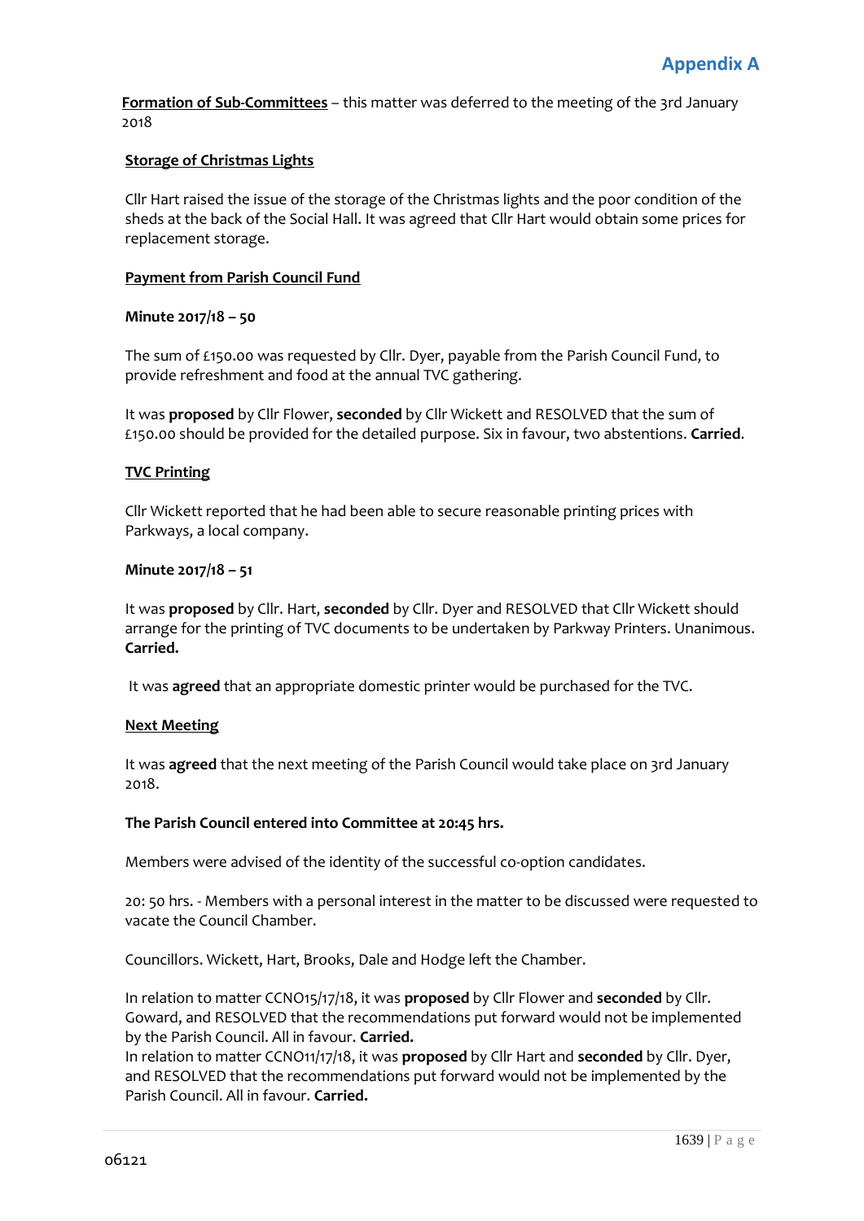## Appendix A

**Formation of Sub-Committees** – this matter was deferred to the meeting of the 3rd January 2018

**Storage of Christmas Lights**

Cllr Hart raised the issue of the storage of the Christmas lights and the poor condition of the sheds at the back of the Social Hall. It was agreed that Cllr Hart would obtain some prices for replacement storage.

**Payment from Parish Council Fund**

**Minute 2017/18 – 50**

The sum of £150.00 was requested by Cllr. Dyer, payable from the Parish Council Fund, to provide refreshment and food at the annual TVC gathering.

It was **proposed** by Cllr Flower, **seconded** by Cllr Wickett and RESOLVED that the sum of £150.00 should be provided for the detailed purpose. Six in favour, two abstentions. **Carried**.

**TVC Printing**

Cllr Wickett reported that he had been able to secure reasonable printing prices with Parkways, a local company.

**Minute 2017/18 – 51**

It was **proposed** by Cllr. Hart, **seconded** by Cllr. Dyer and RESOLVED that Cllr Wickett should arrange for the printing of TVC documents to be undertaken by Parkway Printers. Unanimous. **Carried.**

It was **agreed** that an appropriate domestic printer would be purchased for the TVC.

**Next Meeting**

It was **agreed** that the next meeting of the Parish Council would take place on 3rd January 2018.

**The Parish Council entered into Committee at 20:45 hrs.**

Members were advised of the identity of the successful co-option candidates.

20: 50 hrs. - Members with a personal interest in the matter to be discussed were requested to vacate the Council Chamber.

Councillors. Wickett, Hart, Brooks, Dale and Hodge left the Chamber.

In relation to matter CCNO15/17/18, it was **proposed** by Cllr Flower and **seconded** by Cllr. Goward, and RESOLVED that the recommendations put forward would not be implemented by the Parish Council. All in favour. **Carried.**
In relation to matter CCNO11/17/18, it was **proposed** by Cllr Hart and **seconded** by Cllr. Dyer, and RESOLVED that the recommendations put forward would not be implemented by the Parish Council. All in favour. **Carried.**

06121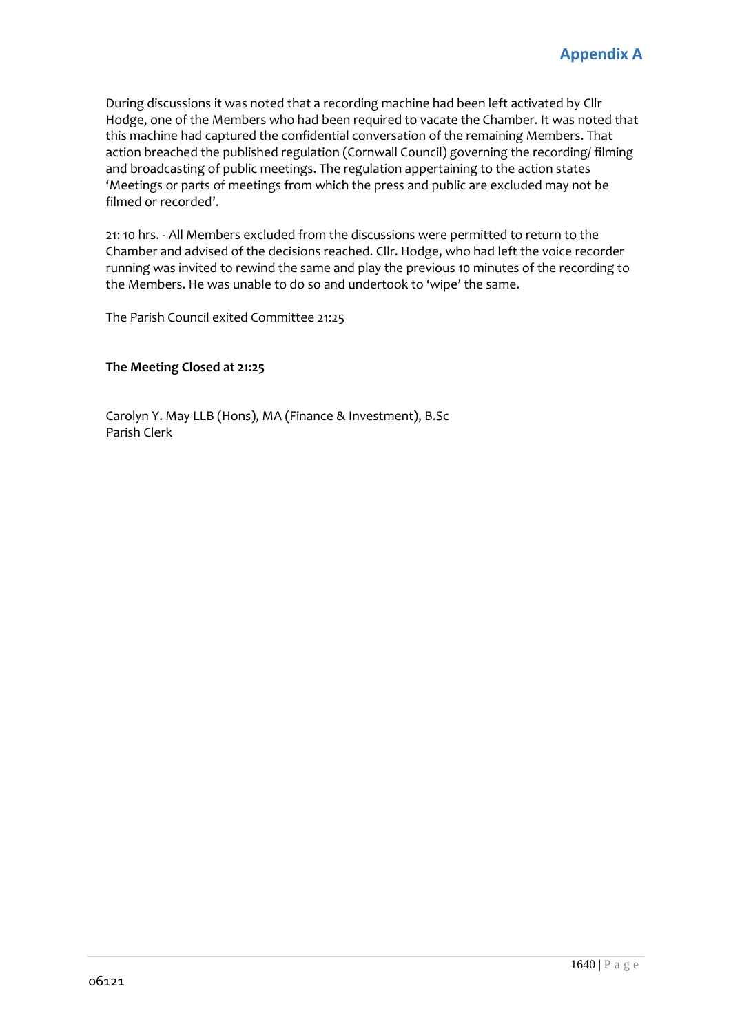During discussions it was noted that a recording machine had been left activated by Cllr Hodge, one of the Members who had been required to vacate the Chamber. It was noted that this machine had captured the confidential conversation of the remaining Members. That action breached the published regulation (Cornwall Council) governing the recording/ filming and broadcasting of public meetings. The regulation appertaining to the action states 'Meetings or parts of meetings from which the press and public are excluded may not be filmed or recorded'.

21: 10 hrs. - All Members excluded from the discussions were permitted to return to the Chamber and advised of the decisions reached. Cllr. Hodge, who had left the voice recorder running was invited to rewind the same and play the previous 10 minutes of the recording to the Members. He was unable to do so and undertook to 'wipe' the same.

The Parish Council exited Committee 21:25

**The Meeting Closed at 21:25**

Carolyn Y. May LLB (Hons), MA (Finance & Investment), B.Sc
Parish Clerk